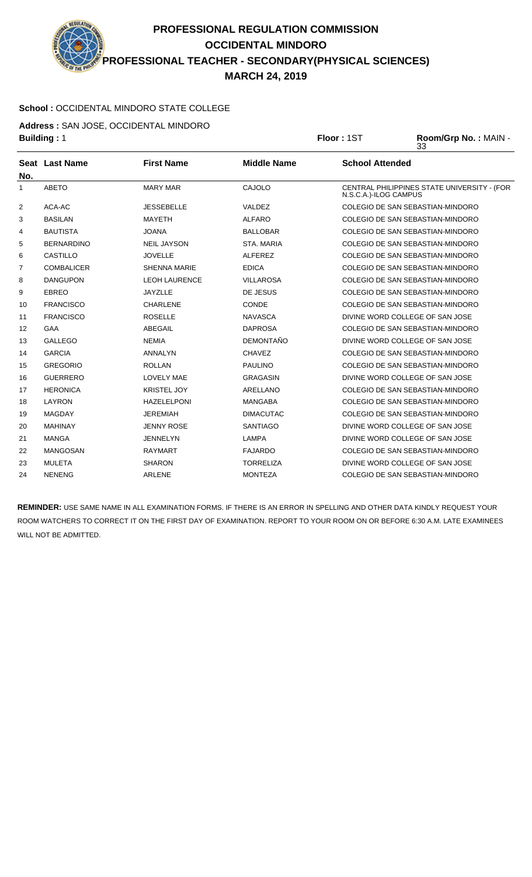# PROFESSIONAL REGULATION COMMISSION
## OCCIDENTAL MINDORO
## PROFESSIONAL TEACHER - SECONDARY(PHYSICAL SCIENCES)
## MARCH 24, 2019

**School :** OCCIDENTAL MINDORO STATE COLLEGE

**Address :** SAN JOSE, OCCIDENTAL MINDORO

**Building :** 1 **Floor :** 1ST **Room/Grp No. :** MAIN - 33

| Seat No. | Last Name | First Name | Middle Name | School Attended |
|---|---|---|---|---|
| 1 | ABETO | MARY MAR | CAJOLO | CENTRAL PHILIPPINES STATE UNIVERSITY - (FOR N.S.C.A.)-ILOG CAMPUS |
| 2 | ACA-AC | JESSEBELLE | VALDEZ | COLEGIO DE SAN SEBASTIAN-MINDORO |
| 3 | BASILAN | MAYETH | ALFARO | COLEGIO DE SAN SEBASTIAN-MINDORO |
| 4 | BAUTISTA | JOANA | BALLOBAR | COLEGIO DE SAN SEBASTIAN-MINDORO |
| 5 | BERNARDINO | NEIL JAYSON | STA. MARIA | COLEGIO DE SAN SEBASTIAN-MINDORO |
| 6 | CASTILLO | JOVELLE | ALFEREZ | COLEGIO DE SAN SEBASTIAN-MINDORO |
| 7 | COMBALICER | SHENNA MARIE | EDICA | COLEGIO DE SAN SEBASTIAN-MINDORO |
| 8 | DANGUPON | LEOH LAURENCE | VILLAROSA | COLEGIO DE SAN SEBASTIAN-MINDORO |
| 9 | EBREO | JAYZLLE | DE JESUS | COLEGIO DE SAN SEBASTIAN-MINDORO |
| 10 | FRANCISCO | CHARLENE | CONDE | COLEGIO DE SAN SEBASTIAN-MINDORO |
| 11 | FRANCISCO | ROSELLE | NAVASCA | DIVINE WORD COLLEGE OF SAN JOSE |
| 12 | GAA | ABEGAIL | DAPROSA | COLEGIO DE SAN SEBASTIAN-MINDORO |
| 13 | GALLEGO | NEMIA | DEMONTAÑO | DIVINE WORD COLLEGE OF SAN JOSE |
| 14 | GARCIA | ANNALYN | CHAVEZ | COLEGIO DE SAN SEBASTIAN-MINDORO |
| 15 | GREGORIO | ROLLAN | PAULINO | COLEGIO DE SAN SEBASTIAN-MINDORO |
| 16 | GUERRERO | LOVELY MAE | GRAGASIN | DIVINE WORD COLLEGE OF SAN JOSE |
| 17 | HERONICA | KRISTEL JOY | ARELLANO | COLEGIO DE SAN SEBASTIAN-MINDORO |
| 18 | LAYRON | HAZELELPONI | MANGABA | COLEGIO DE SAN SEBASTIAN-MINDORO |
| 19 | MAGDAY | JEREMIAH | DIMACUTAC | COLEGIO DE SAN SEBASTIAN-MINDORO |
| 20 | MAHINAY | JENNY ROSE | SANTIAGO | DIVINE WORD COLLEGE OF SAN JOSE |
| 21 | MANGA | JENNELYN | LAMPA | DIVINE WORD COLLEGE OF SAN JOSE |
| 22 | MANGOSAN | RAYMART | FAJARDO | COLEGIO DE SAN SEBASTIAN-MINDORO |
| 23 | MULETA | SHARON | TORRELIZA | DIVINE WORD COLLEGE OF SAN JOSE |
| 24 | NENENG | ARLENE | MONTEZA | COLEGIO DE SAN SEBASTIAN-MINDORO |

**REMINDER:** USE SAME NAME IN ALL EXAMINATION FORMS. IF THERE IS AN ERROR IN SPELLING AND OTHER DATA KINDLY REQUEST YOUR ROOM WATCHERS TO CORRECT IT ON THE FIRST DAY OF EXAMINATION. REPORT TO YOUR ROOM ON OR BEFORE 6:30 A.M. LATE EXAMINEES WILL NOT BE ADMITTED.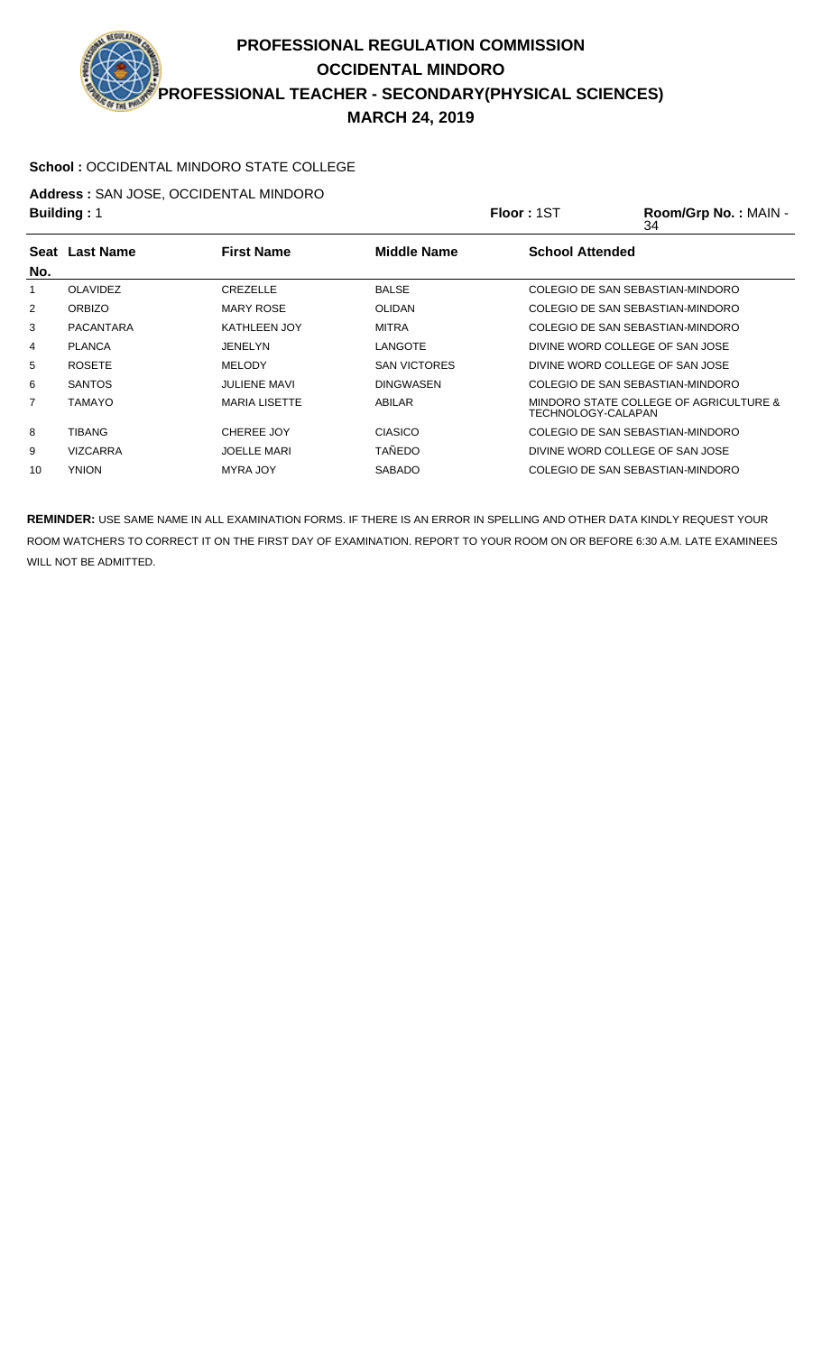# PROFESSIONAL REGULATION COMMISSION
## OCCIDENTAL MINDORO
## PROFESSIONAL TEACHER - SECONDARY(PHYSICAL SCIENCES)
## MARCH 24, 2019

**School :** OCCIDENTAL MINDORO STATE COLLEGE

**Address :** SAN JOSE, OCCIDENTAL MINDORO

**Building :** 1 **Floor :** 1ST **Room/Grp No. :** MAIN - 34

| Seat No. | Last Name | First Name | Middle Name | School Attended |
|---|---|---|---|---|
| 1 | OLAVIDEZ | CREZELLE | BALSE | COLEGIO DE SAN SEBASTIAN-MINDORO |
| 2 | ORBIZO | MARY ROSE | OLIDAN | COLEGIO DE SAN SEBASTIAN-MINDORO |
| 3 | PACANTARA | KATHLEEN JOY | MITRA | COLEGIO DE SAN SEBASTIAN-MINDORO |
| 4 | PLANCA | JENELYN | LANGOTE | DIVINE WORD COLLEGE OF SAN JOSE |
| 5 | ROSETE | MELODY | SAN VICTORES | DIVINE WORD COLLEGE OF SAN JOSE |
| 6 | SANTOS | JULIENE MAVI | DINGWASEN | COLEGIO DE SAN SEBASTIAN-MINDORO |
| 7 | TAMAYO | MARIA LISETTE | ABILAR | MINDORO STATE COLLEGE OF AGRICULTURE & TECHNOLOGY-CALAPAN |
| 8 | TIBANG | CHEREE JOY | CIASICO | COLEGIO DE SAN SEBASTIAN-MINDORO |
| 9 | VIZCARRA | JOELLE MARI | TAÑEDO | DIVINE WORD COLLEGE OF SAN JOSE |
| 10 | YNION | MYRA JOY | SABADO | COLEGIO DE SAN SEBASTIAN-MINDORO |

**REMINDER:** USE SAME NAME IN ALL EXAMINATION FORMS. IF THERE IS AN ERROR IN SPELLING AND OTHER DATA KINDLY REQUEST YOUR ROOM WATCHERS TO CORRECT IT ON THE FIRST DAY OF EXAMINATION. REPORT TO YOUR ROOM ON OR BEFORE 6:30 A.M. LATE EXAMINEES WILL NOT BE ADMITTED.